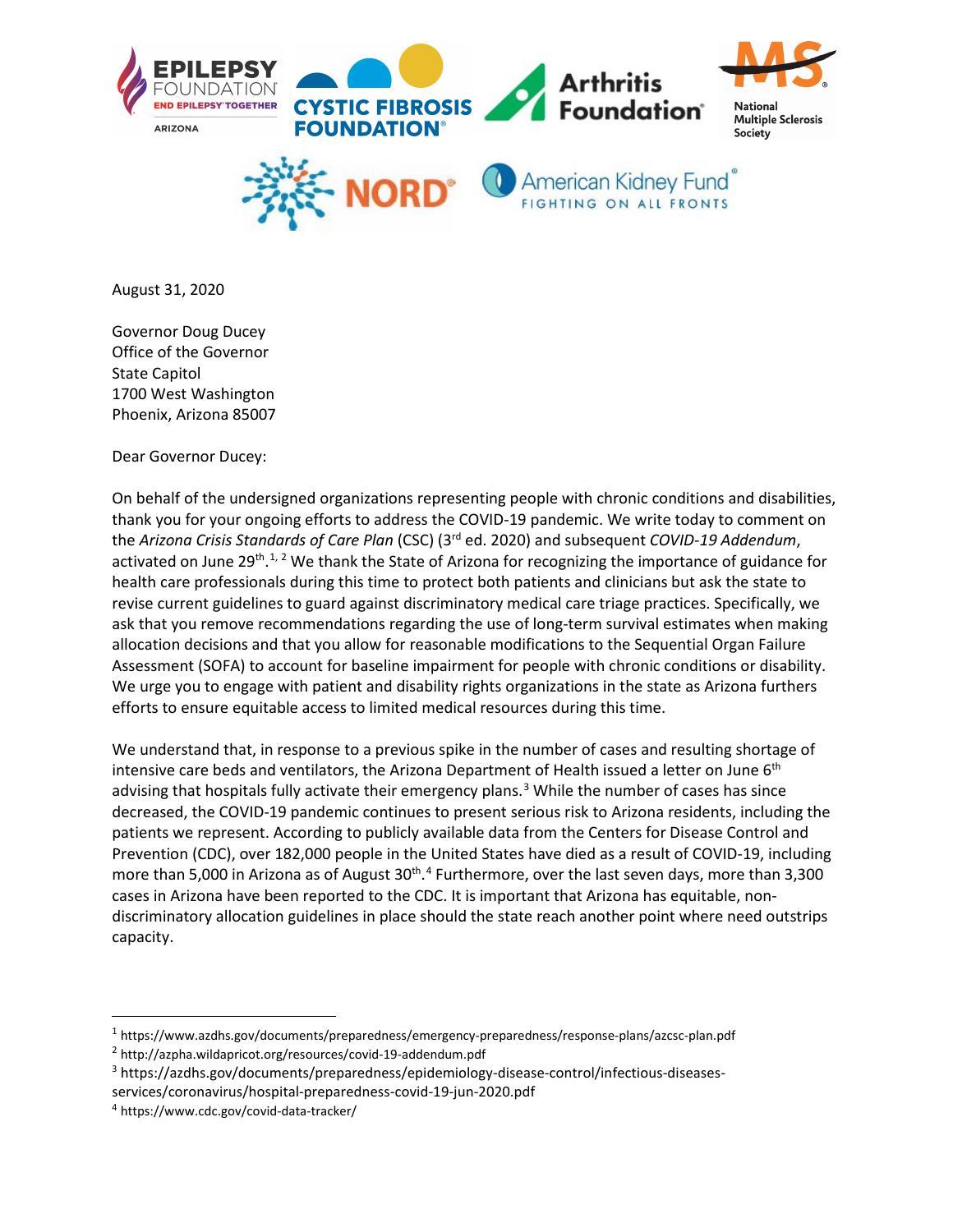August 31, 2020

Governor Doug Ducey
Office of the Governor
State Capitol
1700 West Washington
Phoenix, Arizona 85007

Dear Governor Ducey:

On behalf of the undersigned organizations representing people with chronic conditions and disabilities, thank you for your ongoing efforts to address the COVID-19 pandemic. We write today to comment on the *Arizona Crisis Standards of Care Plan* (CSC) (3rd ed. 2020) and subsequent *COVID-19 Addendum*, activated on June 29th.[1, 2] We thank the State of Arizona for recognizing the importance of guidance for health care professionals during this time to protect both patients and clinicians but ask the state to revise current guidelines to guard against discriminatory medical care triage practices. Specifically, we ask that you remove recommendations regarding the use of long-term survival estimates when making allocation decisions and that you allow for reasonable modifications to the Sequential Organ Failure Assessment (SOFA) to account for baseline impairment for people with chronic conditions or disability. We urge you to engage with patient and disability rights organizations in the state as Arizona furthers efforts to ensure equitable access to limited medical resources during this time.

We understand that, in response to a previous spike in the number of cases and resulting shortage of intensive care beds and ventilators, the Arizona Department of Health issued a letter on June 6th advising that hospitals fully activate their emergency plans.[3] While the number of cases has since decreased, the COVID-19 pandemic continues to present serious risk to Arizona residents, including the patients we represent. According to publicly available data from the Centers for Disease Control and Prevention (CDC), over 182,000 people in the United States have died as a result of COVID-19, including more than 5,000 in Arizona as of August 30th.[4] Furthermore, over the last seven days, more than 3,300 cases in Arizona have been reported to the CDC. It is important that Arizona has equitable, non-discriminatory allocation guidelines in place should the state reach another point where need outstrips capacity.

---

[1] https://www.azdhs.gov/documents/preparedness/emergency-preparedness/response-plans/azcsc-plan.pdf
[2] http://azpha.wildapricot.org/resources/covid-19-addendum.pdf
[3] https://azdhs.gov/documents/preparedness/epidemiology-disease-control/infectious-diseases-services/coronavirus/hospital-preparedness-covid-19-jun-2020.pdf
[4] https://www.cdc.gov/covid-data-tracker/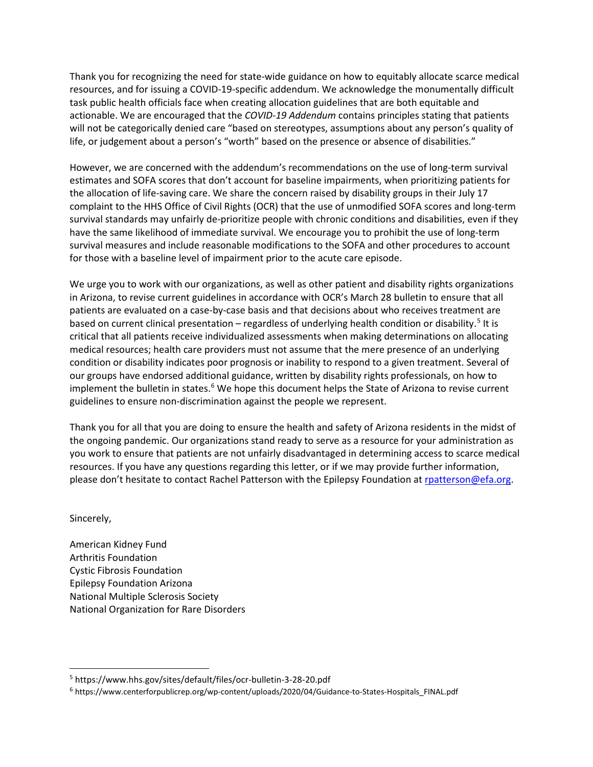Thank you for recognizing the need for state-wide guidance on how to equitably allocate scarce medical resources, and for issuing a COVID-19-specific addendum. We acknowledge the monumentally difficult task public health officials face when creating allocation guidelines that are both equitable and actionable. We are encouraged that the *COVID-19 Addendum* contains principles stating that patients will not be categorically denied care "based on stereotypes, assumptions about any person's quality of life, or judgement about a person's "worth" based on the presence or absence of disabilities."

However, we are concerned with the addendum's recommendations on the use of long-term survival estimates and SOFA scores that don't account for baseline impairments, when prioritizing patients for the allocation of life-saving care. We share the concern raised by disability groups in their July 17 complaint to the HHS Office of Civil Rights (OCR) that the use of unmodified SOFA scores and long-term survival standards may unfairly de-prioritize people with chronic conditions and disabilities, even if they have the same likelihood of immediate survival. We encourage you to prohibit the use of long-term survival measures and include reasonable modifications to the SOFA and other procedures to account for those with a baseline level of impairment prior to the acute care episode.

We urge you to work with our organizations, as well as other patient and disability rights organizations in Arizona, to revise current guidelines in accordance with OCR's March 28 bulletin to ensure that all patients are evaluated on a case-by-case basis and that decisions about who receives treatment are based on current clinical presentation – regardless of underlying health condition or disability.[5] It is critical that all patients receive individualized assessments when making determinations on allocating medical resources; health care providers must not assume that the mere presence of an underlying condition or disability indicates poor prognosis or inability to respond to a given treatment. Several of our groups have endorsed additional guidance, written by disability rights professionals, on how to implement the bulletin in states.[6] We hope this document helps the State of Arizona to revise current guidelines to ensure non-discrimination against the people we represent.

Thank you for all that you are doing to ensure the health and safety of Arizona residents in the midst of the ongoing pandemic. Our organizations stand ready to serve as a resource for your administration as you work to ensure that patients are not unfairly disadvantaged in determining access to scarce medical resources. If you have any questions regarding this letter, or if we may provide further information, please don't hesitate to contact Rachel Patterson with the Epilepsy Foundation at rpatterson@efa.org.

Sincerely,

American Kidney Fund
Arthritis Foundation
Cystic Fibrosis Foundation
Epilepsy Foundation Arizona
National Multiple Sclerosis Society
National Organization for Rare Disorders

---

[5] https://www.hhs.gov/sites/default/files/ocr-bulletin-3-28-20.pdf

[6] https://www.centerforpublicrep.org/wp-content/uploads/2020/04/Guidance-to-States-Hospitals_FINAL.pdf